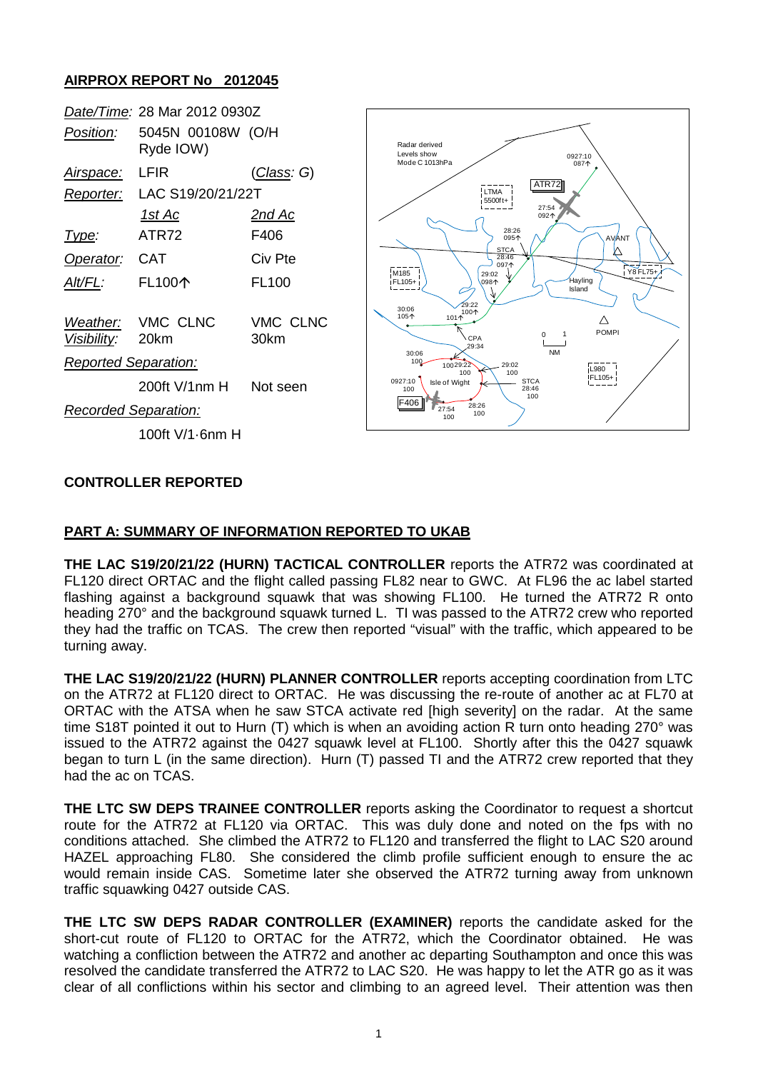## AIRPROX REPORT No 2012045

| | | |
|---|---|---|
| *Date/Time:* | 28 Mar 2012 0930Z | |
| *Position:* | 5045N 00108W (O/H Ryde IOW) | |
| *Airspace:* | LFIR | (*Class*: G) |
| *Reporter:* | LAC S19/20/21/22T | |
| | *1st Ac* | *2nd Ac* |
| *Type:* | ATR72 | F406 |
| *Operator:* | CAT | Civ Pte |
| *Alt/FL:* | FL100↑ | FL100 |
| *Weather:* | VMC CLNC | VMC CLNC |
| *Visibility:* | 20km | 30km |
| *Reported Separation:* | | |
| | 200ft V/1nm H | Not seen |
| *Recorded Separation:* | | |
| | 100ft V/1·6nm H | |

### CONTROLLER REPORTED

### PART A: SUMMARY OF INFORMATION REPORTED TO UKAB

**THE LAC S19/20/21/22 (HURN) TACTICAL CONTROLLER** reports the ATR72 was coordinated at FL120 direct ORTAC and the flight called passing FL82 near to GWC. At FL96 the ac label started flashing against a background squawk that was showing FL100. He turned the ATR72 R onto heading 270° and the background squawk turned L. TI was passed to the ATR72 crew who reported they had the traffic on TCAS. The crew then reported "visual" with the traffic, which appeared to be turning away.

**THE LAC S19/20/21/22 (HURN) PLANNER CONTROLLER** reports accepting coordination from LTC on the ATR72 at FL120 direct to ORTAC. He was discussing the re-route of another ac at FL70 at ORTAC with the ATSA when he saw STCA activate red [high severity] on the radar. At the same time S18T pointed it out to Hurn (T) which is when an avoiding action R turn onto heading 270° was issued to the ATR72 against the 0427 squawk level at FL100. Shortly after this the 0427 squawk began to turn L (in the same direction). Hurn (T) passed TI and the ATR72 crew reported that they had the ac on TCAS.

**THE LTC SW DEPS TRAINEE CONTROLLER** reports asking the Coordinator to request a shortcut route for the ATR72 at FL120 via ORTAC. This was duly done and noted on the fps with no conditions attached. She climbed the ATR72 to FL120 and transferred the flight to LAC S20 around HAZEL approaching FL80. She considered the climb profile sufficient enough to ensure the ac would remain inside CAS. Sometime later she observed the ATR72 turning away from unknown traffic squawking 0427 outside CAS.

**THE LTC SW DEPS RADAR CONTROLLER (EXAMINER)** reports the candidate asked for the short-cut route of FL120 to ORTAC for the ATR72, which the Coordinator obtained. He was watching a confliction between the ATR72 and another ac departing Southampton and once this was resolved the candidate transferred the ATR72 to LAC S20. He was happy to let the ATR go as it was clear of all conflictions within his sector and climbing to an agreed level. Their attention was then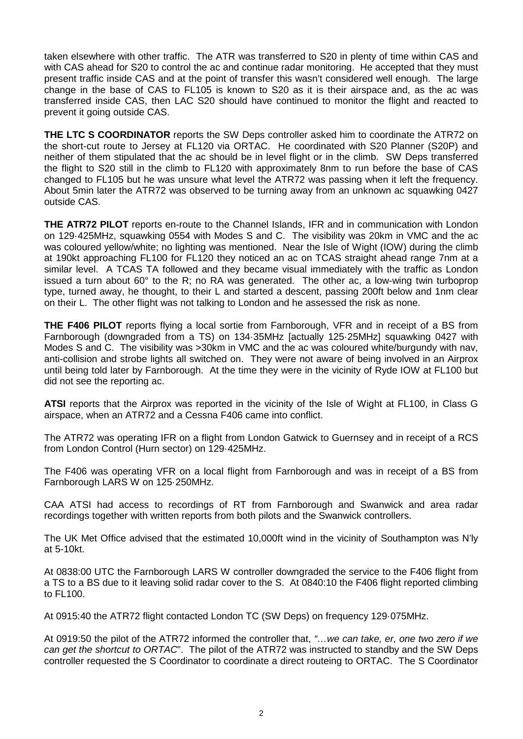taken elsewhere with other traffic. The ATR was transferred to S20 in plenty of time within CAS and with CAS ahead for S20 to control the ac and continue radar monitoring. He accepted that they must present traffic inside CAS and at the point of transfer this wasn't considered well enough. The large change in the base of CAS to FL105 is known to S20 as it is their airspace and, as the ac was transferred inside CAS, then LAC S20 should have continued to monitor the flight and reacted to prevent it going outside CAS.

**THE LTC S COORDINATOR** reports the SW Deps controller asked him to coordinate the ATR72 on the short-cut route to Jersey at FL120 via ORTAC. He coordinated with S20 Planner (S20P) and neither of them stipulated that the ac should be in level flight or in the climb. SW Deps transferred the flight to S20 still in the climb to FL120 with approximately 8nm to run before the base of CAS changed to FL105 but he was unsure what level the ATR72 was passing when it left the frequency. About 5min later the ATR72 was observed to be turning away from an unknown ac squawking 0427 outside CAS.

**THE ATR72 PILOT** reports en-route to the Channel Islands, IFR and in communication with London on 129·425MHz, squawking 0554 with Modes S and C. The visibility was 20km in VMC and the ac was coloured yellow/white; no lighting was mentioned. Near the Isle of Wight (IOW) during the climb at 190kt approaching FL100 for FL120 they noticed an ac on TCAS straight ahead range 7nm at a similar level. A TCAS TA followed and they became visual immediately with the traffic as London issued a turn about 60° to the R; no RA was generated. The other ac, a low-wing twin turboprop type, turned away, he thought, to their L and started a descent, passing 200ft below and 1nm clear on their L. The other flight was not talking to London and he assessed the risk as none.

**THE F406 PILOT** reports flying a local sortie from Farnborough, VFR and in receipt of a BS from Farnborough (downgraded from a TS) on 134·35MHz [actually 125·25MHz] squawking 0427 with Modes S and C. The visibility was >30km in VMC and the ac was coloured white/burgundy with nav, anti-collision and strobe lights all switched on. They were not aware of being involved in an Airprox until being told later by Farnborough. At the time they were in the vicinity of Ryde IOW at FL100 but did not see the reporting ac.

**ATSI** reports that the Airprox was reported in the vicinity of the Isle of Wight at FL100, in Class G airspace, when an ATR72 and a Cessna F406 came into conflict.

The ATR72 was operating IFR on a flight from London Gatwick to Guernsey and in receipt of a RCS from London Control (Hurn sector) on 129·425MHz.

The F406 was operating VFR on a local flight from Farnborough and was in receipt of a BS from Farnborough LARS W on 125·250MHz.

CAA ATSI had access to recordings of RT from Farnborough and Swanwick and area radar recordings together with written reports from both pilots and the Swanwick controllers.

The UK Met Office advised that the estimated 10,000ft wind in the vicinity of Southampton was N'ly at 5-10kt.

At 0838:00 UTC the Farnborough LARS W controller downgraded the service to the F406 flight from a TS to a BS due to it leaving solid radar cover to the S. At 0840:10 the F406 flight reported climbing to FL100.

At 0915:40 the ATR72 flight contacted London TC (SW Deps) on frequency 129·075MHz.

At 0919:50 the pilot of the ATR72 informed the controller that, *"…we can take, er, one two zero if we can get the shortcut to ORTAC"*. The pilot of the ATR72 was instructed to standby and the SW Deps controller requested the S Coordinator to coordinate a direct routeing to ORTAC. The S Coordinator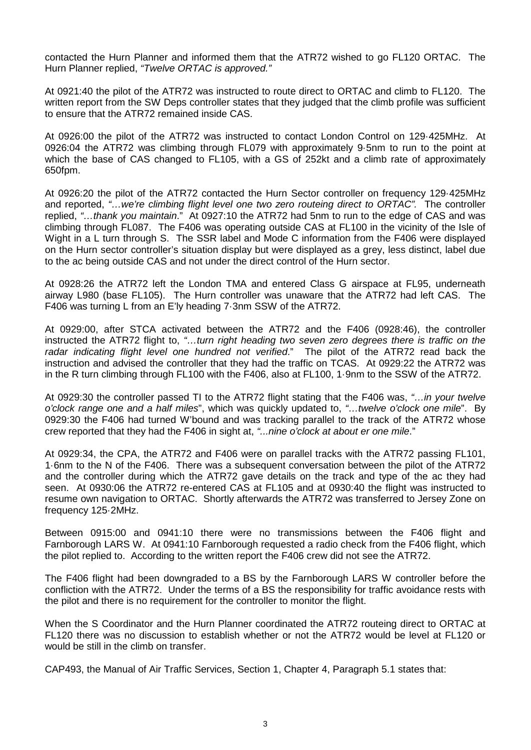contacted the Hurn Planner and informed them that the ATR72 wished to go FL120 ORTAC. The Hurn Planner replied, *"Twelve ORTAC is approved."*

At 0921:40 the pilot of the ATR72 was instructed to route direct to ORTAC and climb to FL120. The written report from the SW Deps controller states that they judged that the climb profile was sufficient to ensure that the ATR72 remained inside CAS.

At 0926:00 the pilot of the ATR72 was instructed to contact London Control on 129·425MHz. At 0926:04 the ATR72 was climbing through FL079 with approximately 9·5nm to run to the point at which the base of CAS changed to FL105, with a GS of 252kt and a climb rate of approximately 650fpm.

At 0926:20 the pilot of the ATR72 contacted the Hurn Sector controller on frequency 129·425MHz and reported, *"…we're climbing flight level one two zero routeing direct to ORTAC".* The controller replied, *"…thank you maintain*." At 0927:10 the ATR72 had 5nm to run to the edge of CAS and was climbing through FL087. The F406 was operating outside CAS at FL100 in the vicinity of the Isle of Wight in a L turn through S. The SSR label and Mode C information from the F406 were displayed on the Hurn sector controller's situation display but were displayed as a grey, less distinct, label due to the ac being outside CAS and not under the direct control of the Hurn sector.

At 0928:26 the ATR72 left the London TMA and entered Class G airspace at FL95, underneath airway L980 (base FL105). The Hurn controller was unaware that the ATR72 had left CAS. The F406 was turning L from an E'ly heading 7·3nm SSW of the ATR72.

At 0929:00, after STCA activated between the ATR72 and the F406 (0928:46), the controller instructed the ATR72 flight to, *"…turn right heading two seven zero degrees there is traffic on the radar indicating flight level one hundred not verified*." The pilot of the ATR72 read back the instruction and advised the controller that they had the traffic on TCAS. At 0929:22 the ATR72 was in the R turn climbing through FL100 with the F406, also at FL100, 1·9nm to the SSW of the ATR72.

At 0929:30 the controller passed TI to the ATR72 flight stating that the F406 was, *"…in your twelve o'clock range one and a half miles*", which was quickly updated to, *"…twelve o'clock one mile*". By 0929:30 the F406 had turned W'bound and was tracking parallel to the track of the ATR72 whose crew reported that they had the F406 in sight at, *"...nine o'clock at about er one mile*."

At 0929:34, the CPA, the ATR72 and F406 were on parallel tracks with the ATR72 passing FL101, 1·6nm to the N of the F406. There was a subsequent conversation between the pilot of the ATR72 and the controller during which the ATR72 gave details on the track and type of the ac they had seen. At 0930:06 the ATR72 re-entered CAS at FL105 and at 0930:40 the flight was instructed to resume own navigation to ORTAC. Shortly afterwards the ATR72 was transferred to Jersey Zone on frequency 125·2MHz.

Between 0915:00 and 0941:10 there were no transmissions between the F406 flight and Farnborough LARS W. At 0941:10 Farnborough requested a radio check from the F406 flight, which the pilot replied to. According to the written report the F406 crew did not see the ATR72.

The F406 flight had been downgraded to a BS by the Farnborough LARS W controller before the confliction with the ATR72. Under the terms of a BS the responsibility for traffic avoidance rests with the pilot and there is no requirement for the controller to monitor the flight.

When the S Coordinator and the Hurn Planner coordinated the ATR72 routeing direct to ORTAC at FL120 there was no discussion to establish whether or not the ATR72 would be level at FL120 or would be still in the climb on transfer.

CAP493, the Manual of Air Traffic Services, Section 1, Chapter 4, Paragraph 5.1 states that: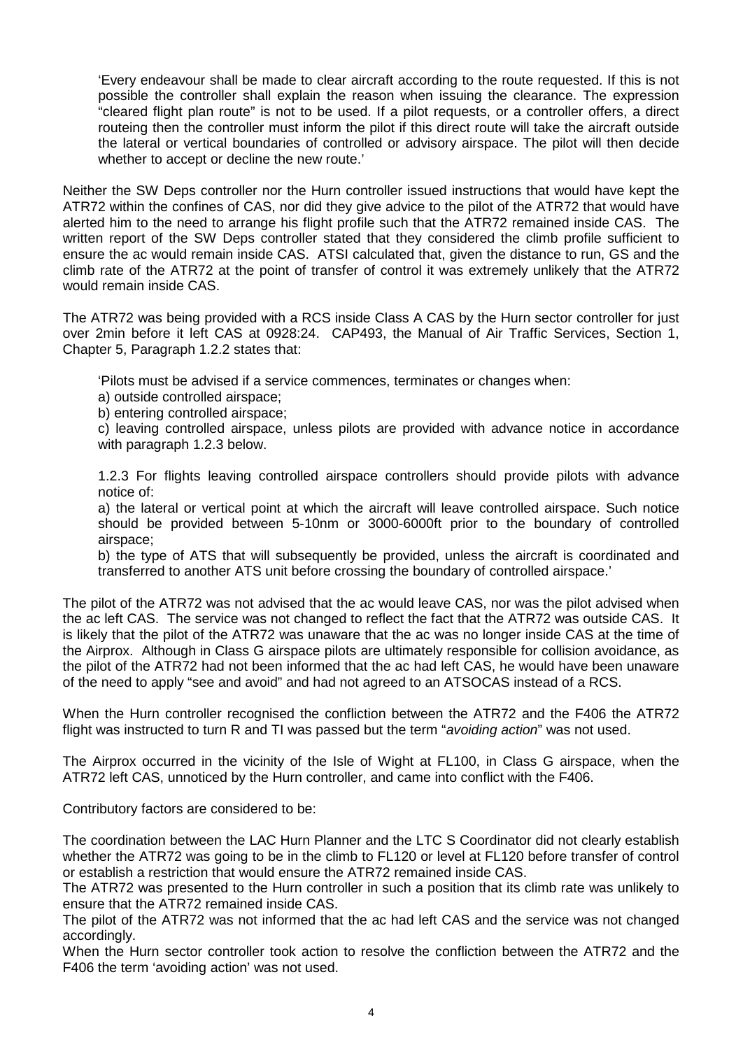> 'Every endeavour shall be made to clear aircraft according to the route requested. If this is not possible the controller shall explain the reason when issuing the clearance. The expression "cleared flight plan route" is not to be used. If a pilot requests, or a controller offers, a direct routeing then the controller must inform the pilot if this direct route will take the aircraft outside the lateral or vertical boundaries of controlled or advisory airspace. The pilot will then decide whether to accept or decline the new route.'

Neither the SW Deps controller nor the Hurn controller issued instructions that would have kept the ATR72 within the confines of CAS, nor did they give advice to the pilot of the ATR72 that would have alerted him to the need to arrange his flight profile such that the ATR72 remained inside CAS. The written report of the SW Deps controller stated that they considered the climb profile sufficient to ensure the ac would remain inside CAS. ATSI calculated that, given the distance to run, GS and the climb rate of the ATR72 at the point of transfer of control it was extremely unlikely that the ATR72 would remain inside CAS.

The ATR72 was being provided with a RCS inside Class A CAS by the Hurn sector controller for just over 2min before it left CAS at 0928:24. CAP493, the Manual of Air Traffic Services, Section 1, Chapter 5, Paragraph 1.2.2 states that:

> 'Pilots must be advised if a service commences, terminates or changes when:
>
> a) outside controlled airspace;
>
> b) entering controlled airspace;
>
> c) leaving controlled airspace, unless pilots are provided with advance notice in accordance with paragraph 1.2.3 below.
>
> 1.2.3 For flights leaving controlled airspace controllers should provide pilots with advance notice of:
>
> a) the lateral or vertical point at which the aircraft will leave controlled airspace. Such notice should be provided between 5-10nm or 3000-6000ft prior to the boundary of controlled airspace;
>
> b) the type of ATS that will subsequently be provided, unless the aircraft is coordinated and transferred to another ATS unit before crossing the boundary of controlled airspace.'

The pilot of the ATR72 was not advised that the ac would leave CAS, nor was the pilot advised when the ac left CAS. The service was not changed to reflect the fact that the ATR72 was outside CAS. It is likely that the pilot of the ATR72 was unaware that the ac was no longer inside CAS at the time of the Airprox. Although in Class G airspace pilots are ultimately responsible for collision avoidance, as the pilot of the ATR72 had not been informed that the ac had left CAS, he would have been unaware of the need to apply "see and avoid" and had not agreed to an ATSOCAS instead of a RCS.

When the Hurn controller recognised the confliction between the ATR72 and the F406 the ATR72 flight was instructed to turn R and TI was passed but the term "*avoiding action*" was not used.

The Airprox occurred in the vicinity of the Isle of Wight at FL100, in Class G airspace, when the ATR72 left CAS, unnoticed by the Hurn controller, and came into conflict with the F406.

Contributory factors are considered to be:

The coordination between the LAC Hurn Planner and the LTC S Coordinator did not clearly establish whether the ATR72 was going to be in the climb to FL120 or level at FL120 before transfer of control or establish a restriction that would ensure the ATR72 remained inside CAS.

The ATR72 was presented to the Hurn controller in such a position that its climb rate was unlikely to ensure that the ATR72 remained inside CAS.

The pilot of the ATR72 was not informed that the ac had left CAS and the service was not changed accordingly.

When the Hurn sector controller took action to resolve the confliction between the ATR72 and the F406 the term 'avoiding action' was not used.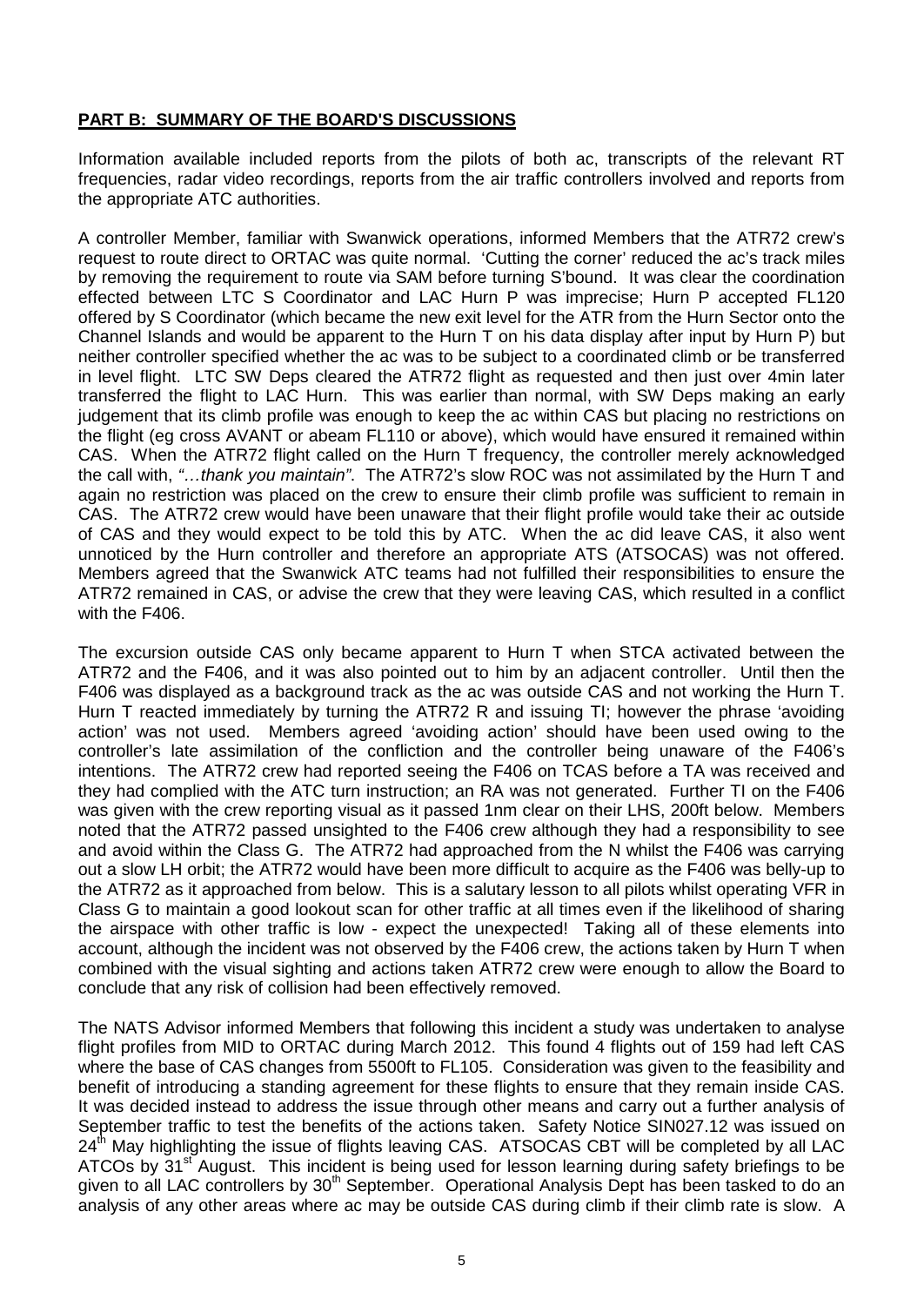## **PART B: SUMMARY OF THE BOARD'S DISCUSSIONS**

Information available included reports from the pilots of both ac, transcripts of the relevant RT frequencies, radar video recordings, reports from the air traffic controllers involved and reports from the appropriate ATC authorities.

A controller Member, familiar with Swanwick operations, informed Members that the ATR72 crew's request to route direct to ORTAC was quite normal. 'Cutting the corner' reduced the ac's track miles by removing the requirement to route via SAM before turning S'bound. It was clear the coordination effected between LTC S Coordinator and LAC Hurn P was imprecise; Hurn P accepted FL120 offered by S Coordinator (which became the new exit level for the ATR from the Hurn Sector onto the Channel Islands and would be apparent to the Hurn T on his data display after input by Hurn P) but neither controller specified whether the ac was to be subject to a coordinated climb or be transferred in level flight. LTC SW Deps cleared the ATR72 flight as requested and then just over 4min later transferred the flight to LAC Hurn. This was earlier than normal, with SW Deps making an early judgement that its climb profile was enough to keep the ac within CAS but placing no restrictions on the flight (eg cross AVANT or abeam FL110 or above), which would have ensured it remained within CAS. When the ATR72 flight called on the Hurn T frequency, the controller merely acknowledged the call with, *"…thank you maintain"*. The ATR72's slow ROC was not assimilated by the Hurn T and again no restriction was placed on the crew to ensure their climb profile was sufficient to remain in CAS. The ATR72 crew would have been unaware that their flight profile would take their ac outside of CAS and they would expect to be told this by ATC. When the ac did leave CAS, it also went unnoticed by the Hurn controller and therefore an appropriate ATS (ATSOCAS) was not offered. Members agreed that the Swanwick ATC teams had not fulfilled their responsibilities to ensure the ATR72 remained in CAS, or advise the crew that they were leaving CAS, which resulted in a conflict with the F406.

The excursion outside CAS only became apparent to Hurn T when STCA activated between the ATR72 and the F406, and it was also pointed out to him by an adjacent controller. Until then the F406 was displayed as a background track as the ac was outside CAS and not working the Hurn T. Hurn T reacted immediately by turning the ATR72 R and issuing TI; however the phrase 'avoiding action' was not used. Members agreed 'avoiding action' should have been used owing to the controller's late assimilation of the confliction and the controller being unaware of the F406's intentions. The ATR72 crew had reported seeing the F406 on TCAS before a TA was received and they had complied with the ATC turn instruction; an RA was not generated. Further TI on the F406 was given with the crew reporting visual as it passed 1nm clear on their LHS, 200ft below. Members noted that the ATR72 passed unsighted to the F406 crew although they had a responsibility to see and avoid within the Class G. The ATR72 had approached from the N whilst the F406 was carrying out a slow LH orbit; the ATR72 would have been more difficult to acquire as the F406 was belly-up to the ATR72 as it approached from below. This is a salutary lesson to all pilots whilst operating VFR in Class G to maintain a good lookout scan for other traffic at all times even if the likelihood of sharing the airspace with other traffic is low - expect the unexpected! Taking all of these elements into account, although the incident was not observed by the F406 crew, the actions taken by Hurn T when combined with the visual sighting and actions taken ATR72 crew were enough to allow the Board to conclude that any risk of collision had been effectively removed.

The NATS Advisor informed Members that following this incident a study was undertaken to analyse flight profiles from MID to ORTAC during March 2012. This found 4 flights out of 159 had left CAS where the base of CAS changes from 5500ft to FL105. Consideration was given to the feasibility and benefit of introducing a standing agreement for these flights to ensure that they remain inside CAS. It was decided instead to address the issue through other means and carry out a further analysis of September traffic to test the benefits of the actions taken. Safety Notice SIN027.12 was issued on 24th May highlighting the issue of flights leaving CAS. ATSOCAS CBT will be completed by all LAC ATCOs by 31st August. This incident is being used for lesson learning during safety briefings to be given to all LAC controllers by 30th September. Operational Analysis Dept has been tasked to do an analysis of any other areas where ac may be outside CAS during climb if their climb rate is slow. A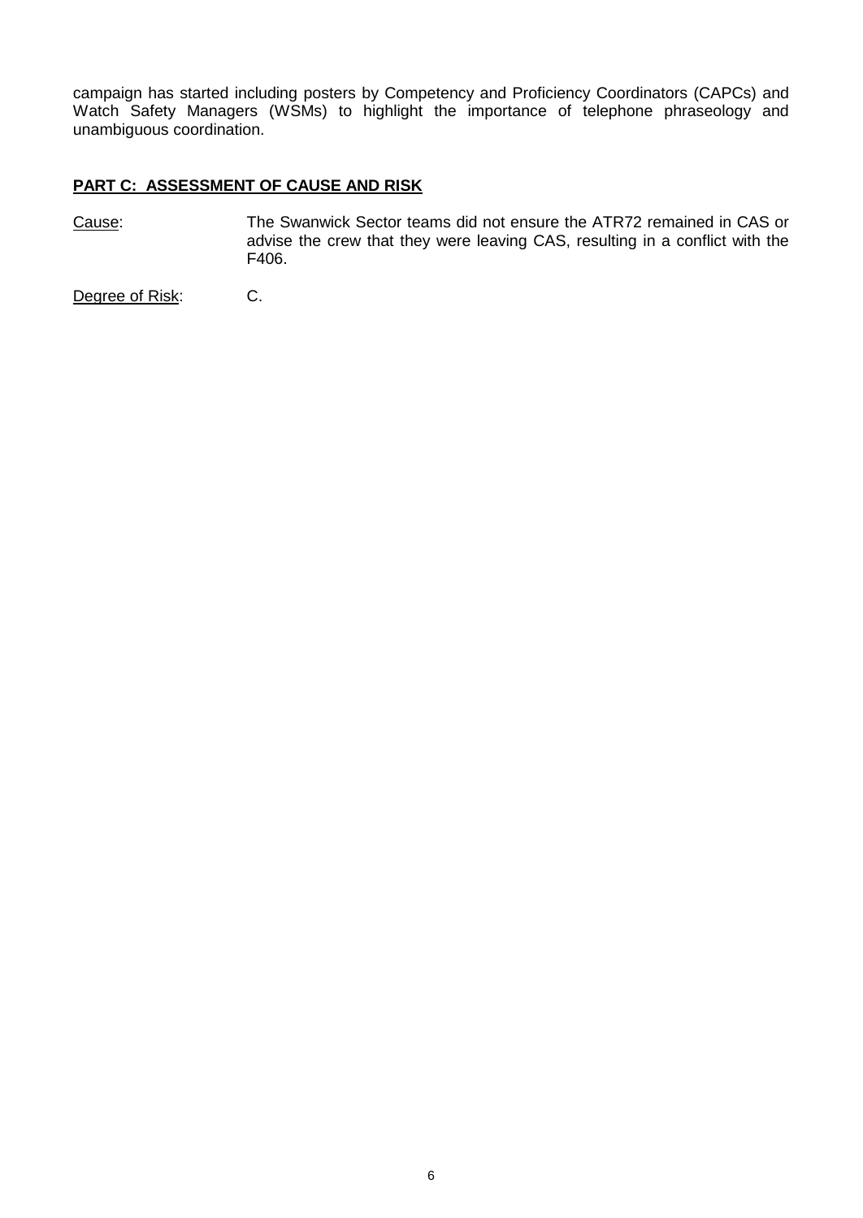campaign has started including posters by Competency and Proficiency Coordinators (CAPCs) and Watch Safety Managers (WSMs) to highlight the importance of telephone phraseology and unambiguous coordination.

## **PART C: ASSESSMENT OF CAUSE AND RISK**

Cause: The Swanwick Sector teams did not ensure the ATR72 remained in CAS or advise the crew that they were leaving CAS, resulting in a conflict with the F406.

Degree of Risk: C.